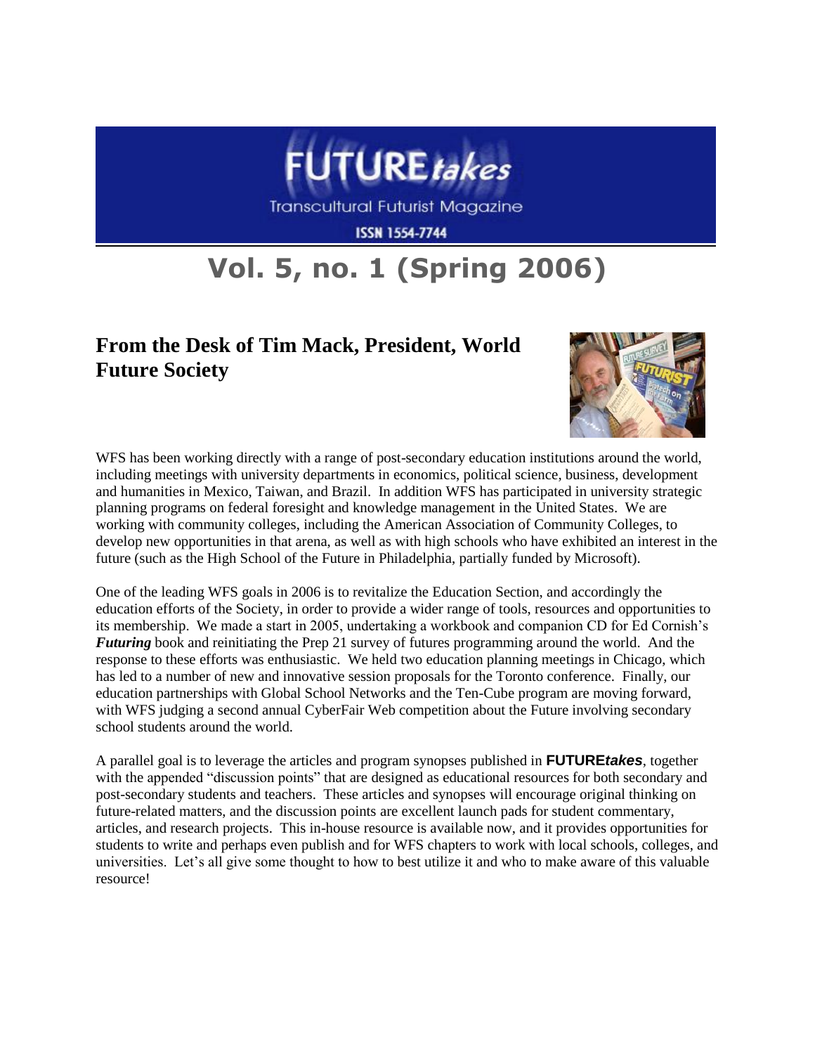# FUTURE*takes*

Transcultural Futurist Magazine

ISSN 1554-7744

# Vol. 5, no. 1 (Spring 2006)

## From the Desk of Tim Mack, President, World Future Society

WFS has been working directly with a range of post-secondary education institutions around the world, including meetings with university departments in economics, political science, business, development and humanities in Mexico, Taiwan, and Brazil. In addition WFS has participated in university strategic planning programs on federal foresight and knowledge management in the United States. We are working with community colleges, including the American Association of Community Colleges, to develop new opportunities in that arena, as well as with high schools who have exhibited an interest in the future (such as the High School of the Future in Philadelphia, partially funded by Microsoft).

One of the leading WFS goals in 2006 is to revitalize the Education Section, and accordingly the education efforts of the Society, in order to provide a wider range of tools, resources and opportunities to its membership. We made a start in 2005, undertaking a workbook and companion CD for Ed Cornish's ***Futuring*** book and reinitiating the Prep 21 survey of futures programming around the world. And the response to these efforts was enthusiastic. We held two education planning meetings in Chicago, which has led to a number of new and innovative session proposals for the Toronto conference. Finally, our education partnerships with Global School Networks and the Ten-Cube program are moving forward, with WFS judging a second annual CyberFair Web competition about the Future involving secondary school students around the world.

A parallel goal is to leverage the articles and program synopses published in **FUTURE*takes***, together with the appended "discussion points" that are designed as educational resources for both secondary and post-secondary students and teachers. These articles and synopses will encourage original thinking on future-related matters, and the discussion points are excellent launch pads for student commentary, articles, and research projects. This in-house resource is available now, and it provides opportunities for students to write and perhaps even publish and for WFS chapters to work with local schools, colleges, and universities. Let's all give some thought to how to best utilize it and who to make aware of this valuable resource!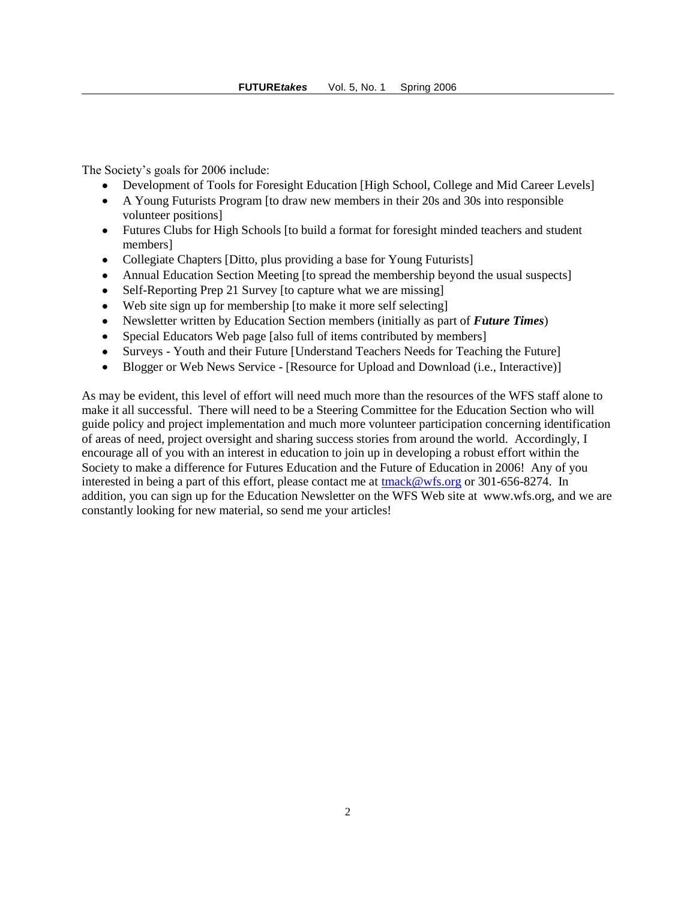The Society's goals for 2006 include:

- Development of Tools for Foresight Education [High School, College and Mid Career Levels]
- A Young Futurists Program [to draw new members in their 20s and 30s into responsible volunteer positions]
- Futures Clubs for High Schools [to build a format for foresight minded teachers and student members]
- Collegiate Chapters [Ditto, plus providing a base for Young Futurists]
- Annual Education Section Meeting [to spread the membership beyond the usual suspects]
- Self-Reporting Prep 21 Survey [to capture what we are missing]
- Web site sign up for membership [to make it more self selecting]
- Newsletter written by Education Section members (initially as part of ***Future Times***)
- Special Educators Web page [also full of items contributed by members]
- Surveys - Youth and their Future [Understand Teachers Needs for Teaching the Future]
- Blogger or Web News Service - [Resource for Upload and Download (i.e., Interactive)]

As may be evident, this level of effort will need much more than the resources of the WFS staff alone to make it all successful. There will need to be a Steering Committee for the Education Section who will guide policy and project implementation and much more volunteer participation concerning identification of areas of need, project oversight and sharing success stories from around the world. Accordingly, I encourage all of you with an interest in education to join up in developing a robust effort within the Society to make a difference for Futures Education and the Future of Education in 2006! Any of you interested in being a part of this effort, please contact me at tmack@wfs.org or 301-656-8274. In addition, you can sign up for the Education Newsletter on the WFS Web site at www.wfs.org, and we are constantly looking for new material, so send me your articles!